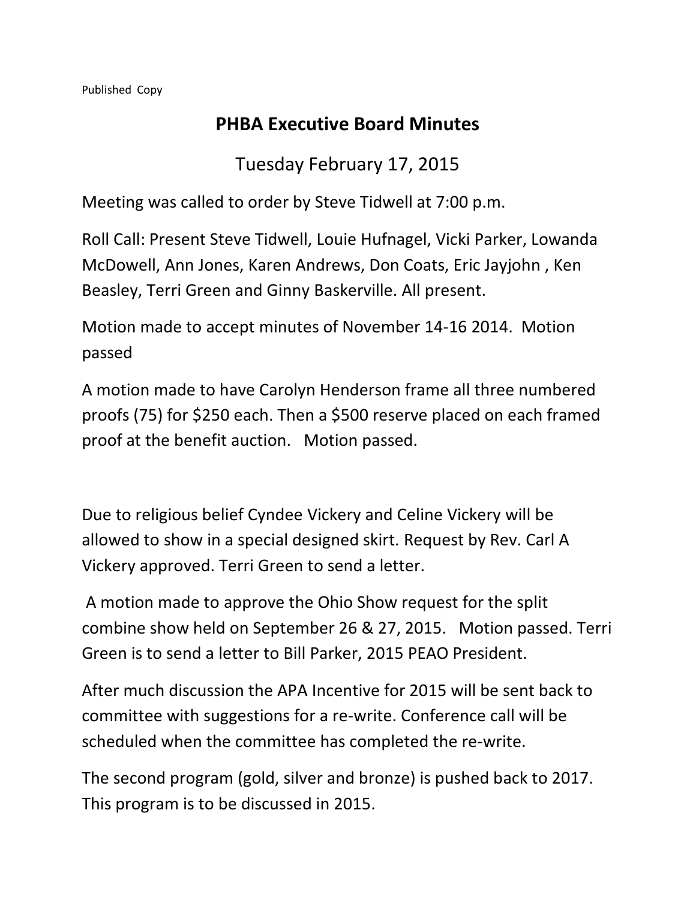Published Copy

# PHBA Executive Board Minutes

## Tuesday February 17, 2015

Meeting was called to order by Steve Tidwell at 7:00 p.m.

Roll Call: Present Steve Tidwell, Louie Hufnagel, Vicki Parker, Lowanda McDowell, Ann Jones, Karen Andrews, Don Coats, Eric Jayjohn , Ken Beasley, Terri Green and Ginny Baskerville. All present.

Motion made to accept minutes of November 14-16 2014. Motion passed

A motion made to have Carolyn Henderson frame all three numbered proofs (75) for $250 each. Then a $500 reserve placed on each framed proof at the benefit auction. Motion passed.

Due to religious belief Cyndee Vickery and Celine Vickery will be allowed to show in a special designed skirt. Request by Rev. Carl A Vickery approved. Terri Green to send a letter.

A motion made to approve the Ohio Show request for the split combine show held on September 26 & 27, 2015. Motion passed. Terri Green is to send a letter to Bill Parker, 2015 PEAO President.

After much discussion the APA Incentive for 2015 will be sent back to committee with suggestions for a re-write. Conference call will be scheduled when the committee has completed the re-write.

The second program (gold, silver and bronze) is pushed back to 2017. This program is to be discussed in 2015.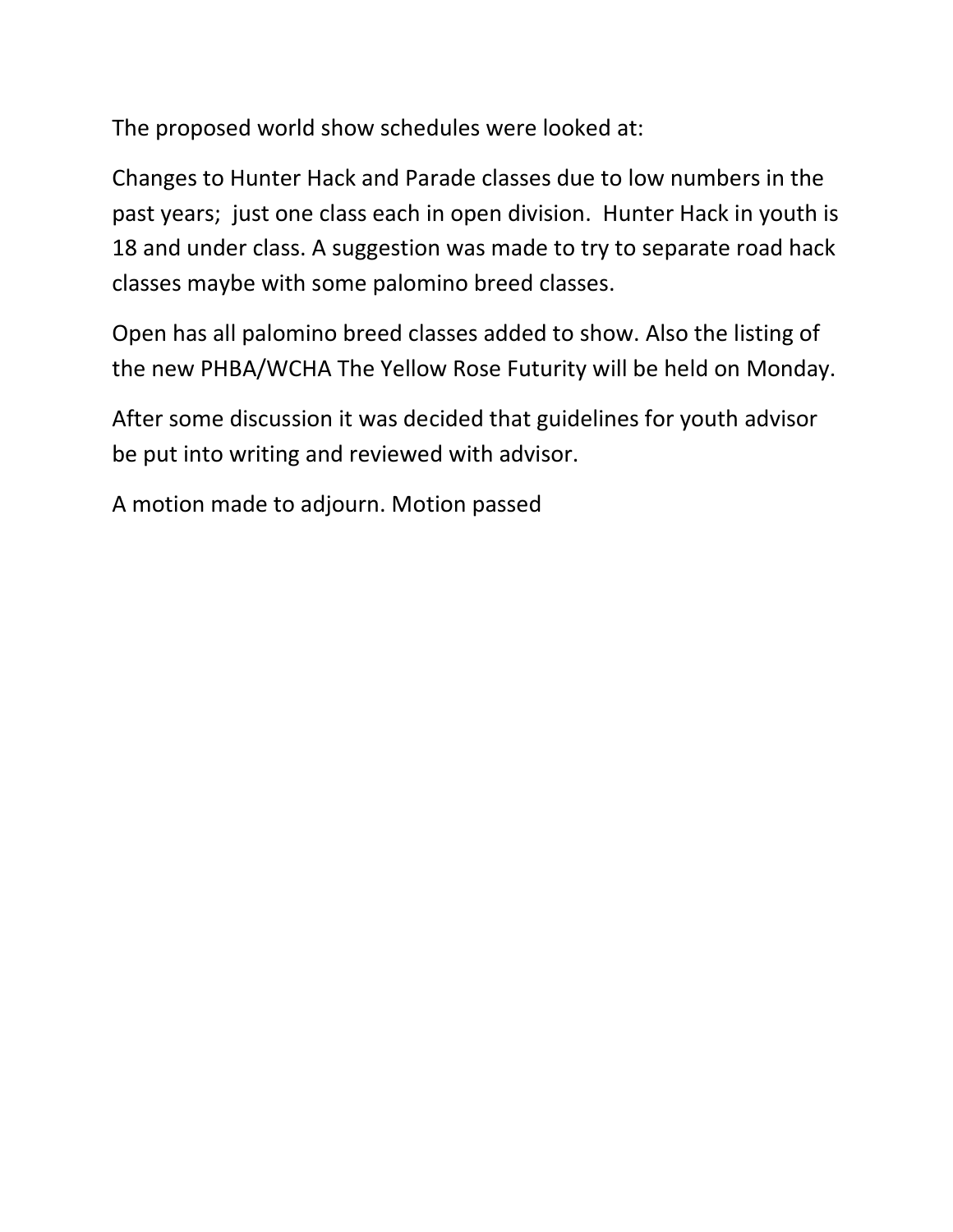The proposed world show schedules were looked at:

Changes to Hunter Hack and Parade classes due to low numbers in the past years; just one class each in open division. Hunter Hack in youth is 18 and under class. A suggestion was made to try to separate road hack classes maybe with some palomino breed classes.

Open has all palomino breed classes added to show. Also the listing of the new PHBA/WCHA The Yellow Rose Futurity will be held on Monday.

After some discussion it was decided that guidelines for youth advisor be put into writing and reviewed with advisor.

A motion made to adjourn. Motion passed